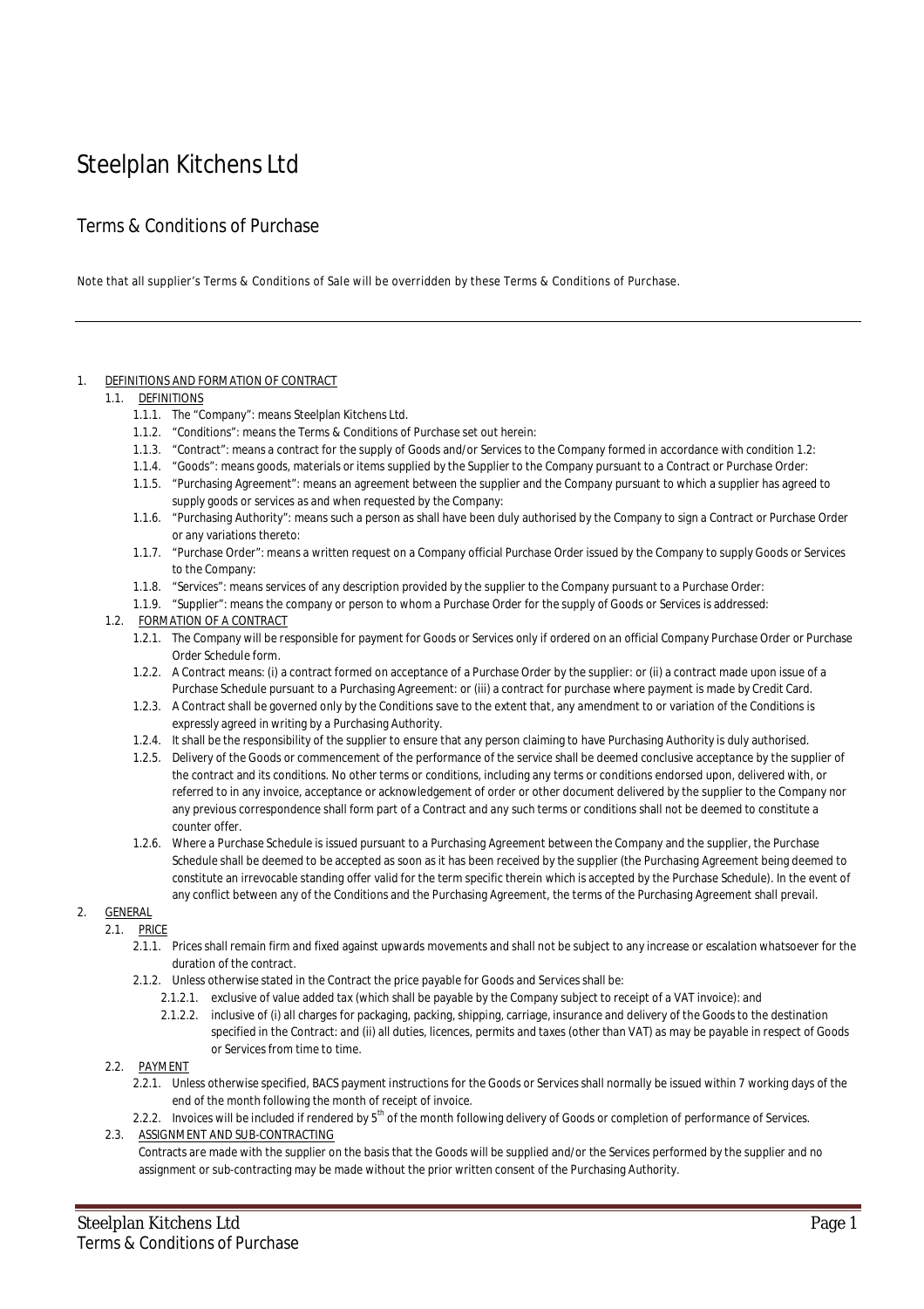# Steelplan Kitchens Ltd

## Terms & Conditions of Purchase

Note that all supplier's Terms & Conditions of Sale will be overridden by these Terms & Conditions of Purchase.

---

1. <u>DEFINITIONS AND FORMATION OF CONTRACT</u>
   - 1.1. <u>DEFINITIONS</u>
     - 1.1.1. The "Company": means Steelplan Kitchens Ltd.
     - 1.1.2. "Conditions": means the Terms & Conditions of Purchase set out herein:
     - 1.1.3. "Contract": means a contract for the supply of Goods and/or Services to the Company formed in accordance with condition 1.2:
     - 1.1.4. "Goods": means goods, materials or items supplied by the Supplier to the Company pursuant to a Contract or Purchase Order:
     - 1.1.5. "Purchasing Agreement": means an agreement between the supplier and the Company pursuant to which a supplier has agreed to supply goods or services as and when requested by the Company:
     - 1.1.6. "Purchasing Authority": means such a person as shall have been duly authorised by the Company to sign a Contract or Purchase Order or any variations thereto:
     - 1.1.7. "Purchase Order": means a written request on a Company official Purchase Order issued by the Company to supply Goods or Services to the Company:
     - 1.1.8. "Services": means services of any description provided by the supplier to the Company pursuant to a Purchase Order:
     - 1.1.9. "Supplier": means the company or person to whom a Purchase Order for the supply of Goods or Services is addressed:
   - 1.2. <u>FORMATION OF A CONTRACT</u>
     - 1.2.1. The Company will be responsible for payment for Goods or Services only if ordered on an official Company Purchase Order or Purchase Order Schedule form.
     - 1.2.2. A Contract means: (i) a contract formed on acceptance of a Purchase Order by the supplier: or (ii) a contract made upon issue of a Purchase Schedule pursuant to a Purchasing Agreement: or (iii) a contract for purchase where payment is made by Credit Card.
     - 1.2.3. A Contract shall be governed only by the Conditions save to the extent that, any amendment to or variation of the Conditions is expressly agreed in writing by a Purchasing Authority.
     - 1.2.4. It shall be the responsibility of the supplier to ensure that any person claiming to have Purchasing Authority is duly authorised.
     - 1.2.5. Delivery of the Goods or commencement of the performance of the service shall be deemed conclusive acceptance by the supplier of the contract and its conditions. No other terms or conditions, including any terms or conditions endorsed upon, delivered with, or referred to in any invoice, acceptance or acknowledgement of order or other document delivered by the supplier to the Company nor any previous correspondence shall form part of a Contract and any such terms or conditions shall not be deemed to constitute a counter offer.
     - 1.2.6. Where a Purchase Schedule is issued pursuant to a Purchasing Agreement between the Company and the supplier, the Purchase Schedule shall be deemed to be accepted as soon as it has been received by the supplier (the Purchasing Agreement being deemed to constitute an irrevocable standing offer valid for the term specific therein which is accepted by the Purchase Schedule). In the event of any conflict between any of the Conditions and the Purchasing Agreement, the terms of the Purchasing Agreement shall prevail.
2. <u>GENERAL</u>
   - 2.1. <u>PRICE</u>
     - 2.1.1. Prices shall remain firm and fixed against upwards movements and shall not be subject to any increase or escalation whatsoever for the duration of the contract.
     - 2.1.2. Unless otherwise stated in the Contract the price payable for Goods and Services shall be:
       - 2.1.2.1. exclusive of value added tax (which shall be payable by the Company subject to receipt of a VAT invoice): and
       - 2.1.2.2. inclusive of (i) all charges for packaging, packing, shipping, carriage, insurance and delivery of the Goods to the destination specified in the Contract: and (ii) all duties, licences, permits and taxes (other than VAT) as may be payable in respect of Goods or Services from time to time.
   - 2.2. <u>PAYMENT</u>
     - 2.2.1. Unless otherwise specified, BACS payment instructions for the Goods or Services shall normally be issued within 7 working days of the end of the month following the month of receipt of invoice.
     - 2.2.2. Invoices will be included if rendered by 5th of the month following delivery of Goods or completion of performance of Services.
   - 2.3. <u>ASSIGNMENT AND SUB-CONTRACTING</u>

     Contracts are made with the supplier on the basis that the Goods will be supplied and/or the Services performed by the supplier and no assignment or sub-contracting may be made without the prior written consent of the Purchasing Authority.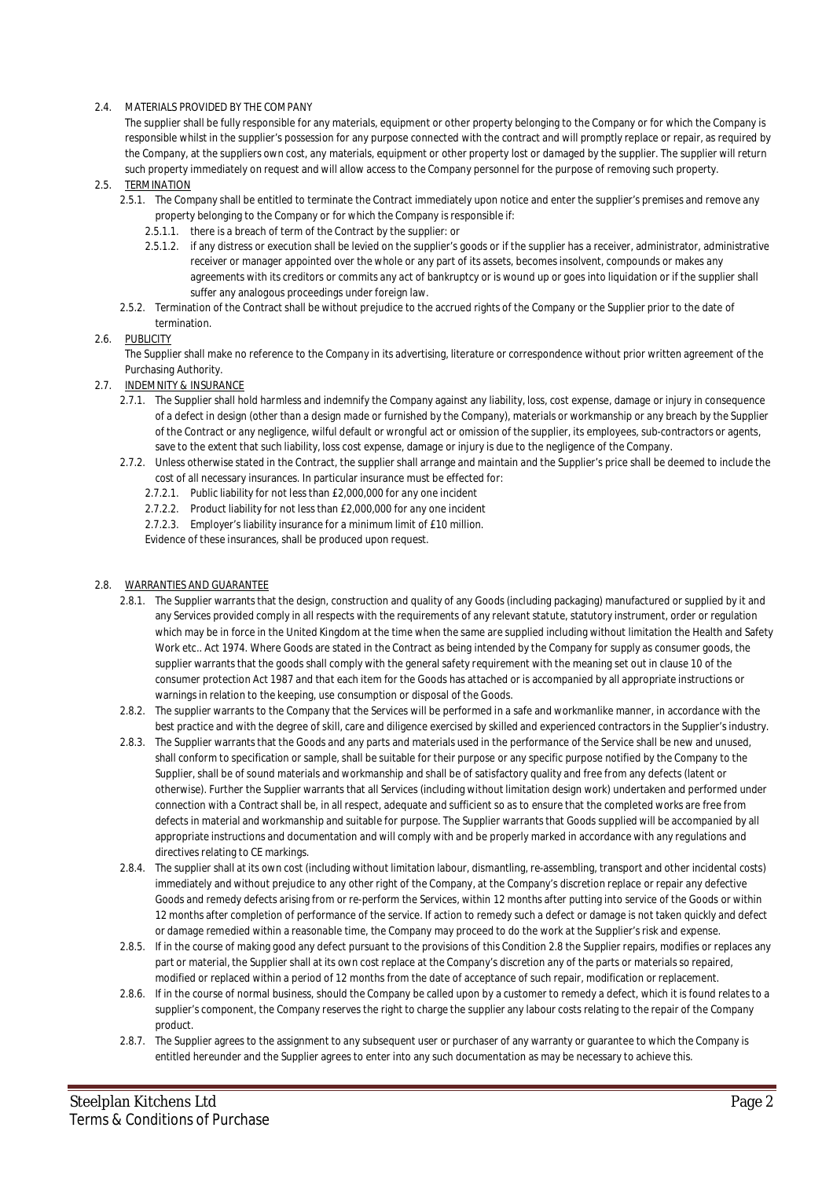2.4. MATERIALS PROVIDED BY THE COMPANY

The supplier shall be fully responsible for any materials, equipment or other property belonging to the Company or for which the Company is responsible whilst in the supplier's possession for any purpose connected with the contract and will promptly replace or repair, as required by the Company, at the suppliers own cost, any materials, equipment or other property lost or damaged by the supplier. The supplier will return such property immediately on request and will allow access to the Company personnel for the purpose of removing such property.

2.5. TERMINATION

- 2.5.1. The Company shall be entitled to terminate the Contract immediately upon notice and enter the supplier's premises and remove any property belonging to the Company or for which the Company is responsible if:
  - 2.5.1.1. there is a breach of term of the Contract by the supplier: or
  - 2.5.1.2. if any distress or execution shall be levied on the supplier's goods or if the supplier has a receiver, administrator, administrative receiver or manager appointed over the whole or any part of its assets, becomes insolvent, compounds or makes any agreements with its creditors or commits any act of bankruptcy or is wound up or goes into liquidation or if the supplier shall suffer any analogous proceedings under foreign law.
- 2.5.2. Termination of the Contract shall be without prejudice to the accrued rights of the Company or the Supplier prior to the date of termination.

2.6. PUBLICITY

The Supplier shall make no reference to the Company in its advertising, literature or correspondence without prior written agreement of the Purchasing Authority.

2.7. INDEMNITY & INSURANCE

- 2.7.1. The Supplier shall hold harmless and indemnify the Company against any liability, loss, cost expense, damage or injury in consequence of a defect in design (other than a design made or furnished by the Company), materials or workmanship or any breach by the Supplier of the Contract or any negligence, wilful default or wrongful act or omission of the supplier, its employees, sub-contractors or agents, save to the extent that such liability, loss cost expense, damage or injury is due to the negligence of the Company.
- 2.7.2. Unless otherwise stated in the Contract, the supplier shall arrange and maintain and the Supplier's price shall be deemed to include the cost of all necessary insurances. In particular insurance must be effected for:
  - 2.7.2.1. Public liability for not less than £2,000,000 for any one incident
  - 2.7.2.2. Product liability for not less than £2,000,000 for any one incident
  - 2.7.2.3. Employer's liability insurance for a minimum limit of £10 million.

  Evidence of these insurances, shall be produced upon request.

2.8. WARRANTIES AND GUARANTEE

- 2.8.1. The Supplier warrants that the design, construction and quality of any Goods (including packaging) manufactured or supplied by it and any Services provided comply in all respects with the requirements of any relevant statute, statutory instrument, order or regulation which may be in force in the United Kingdom at the time when the same are supplied including without limitation the Health and Safety Work etc.. Act 1974. Where Goods are stated in the Contract as being intended by the Company for supply as consumer goods, the supplier warrants that the goods shall comply with the general safety requirement with the meaning set out in clause 10 of the consumer protection Act 1987 and that each item for the Goods has attached or is accompanied by all appropriate instructions or warnings in relation to the keeping, use consumption or disposal of the Goods.
- 2.8.2. The supplier warrants to the Company that the Services will be performed in a safe and workmanlike manner, in accordance with the best practice and with the degree of skill, care and diligence exercised by skilled and experienced contractors in the Supplier's industry.
- 2.8.3. The Supplier warrants that the Goods and any parts and materials used in the performance of the Service shall be new and unused, shall conform to specification or sample, shall be suitable for their purpose or any specific purpose notified by the Company to the Supplier, shall be of sound materials and workmanship and shall be of satisfactory quality and free from any defects (latent or otherwise). Further the Supplier warrants that all Services (including without limitation design work) undertaken and performed under connection with a Contract shall be, in all respect, adequate and sufficient so as to ensure that the completed works are free from defects in material and workmanship and suitable for purpose. The Supplier warrants that Goods supplied will be accompanied by all appropriate instructions and documentation and will comply with and be properly marked in accordance with any regulations and directives relating to CE markings.
- 2.8.4. The supplier shall at its own cost (including without limitation labour, dismantling, re-assembling, transport and other incidental costs) immediately and without prejudice to any other right of the Company, at the Company's discretion replace or repair any defective Goods and remedy defects arising from or re-perform the Services, within 12 months after putting into service of the Goods or within 12 months after completion of performance of the service. If action to remedy such a defect or damage is not taken quickly and defect or damage remedied within a reasonable time, the Company may proceed to do the work at the Supplier's risk and expense.
- 2.8.5. If in the course of making good any defect pursuant to the provisions of this Condition 2.8 the Supplier repairs, modifies or replaces any part or material, the Supplier shall at its own cost replace at the Company's discretion any of the parts or materials so repaired, modified or replaced within a period of 12 months from the date of acceptance of such repair, modification or replacement.
- 2.8.6. If in the course of normal business, should the Company be called upon by a customer to remedy a defect, which it is found relates to a supplier's component, the Company reserves the right to charge the supplier any labour costs relating to the repair of the Company product.
- 2.8.7. The Supplier agrees to the assignment to any subsequent user or purchaser of any warranty or guarantee to which the Company is entitled hereunder and the Supplier agrees to enter into any such documentation as may be necessary to achieve this.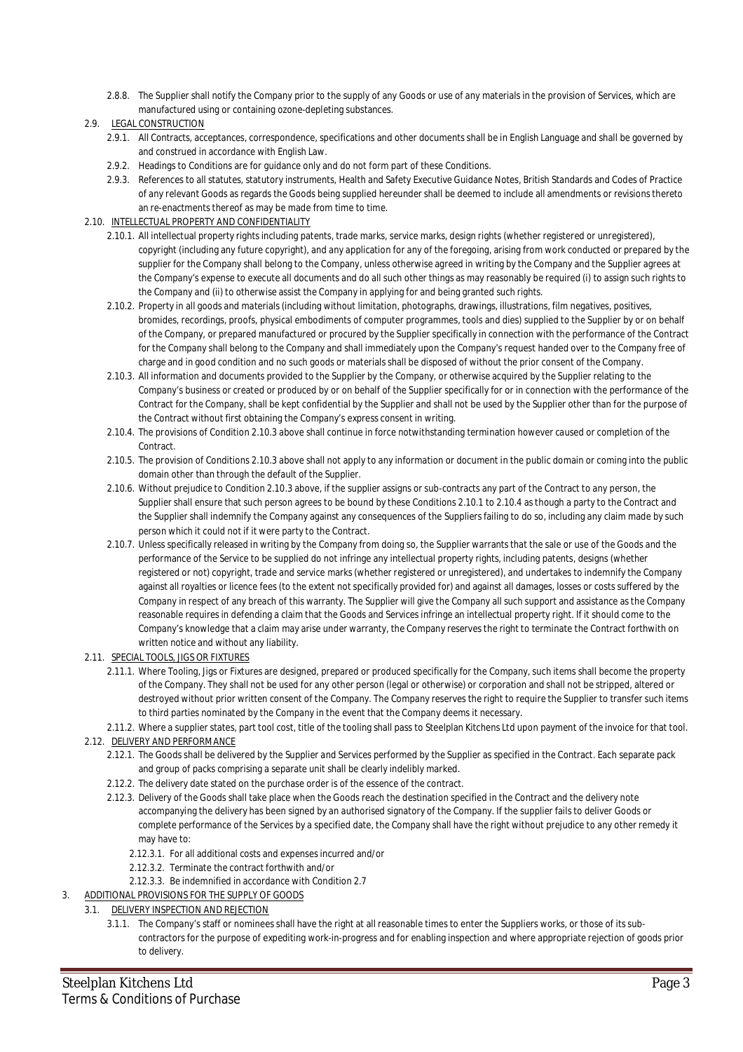2.8.8. The Supplier shall notify the Company prior to the supply of any Goods or use of any materials in the provision of Services, which are manufactured using or containing ozone-depleting substances.

2.9. <u>LEGAL CONSTRUCTION</u>

2.9.1. All Contracts, acceptances, correspondence, specifications and other documents shall be in English Language and shall be governed by and construed in accordance with English Law.

2.9.2. Headings to Conditions are for guidance only and do not form part of these Conditions.

2.9.3. References to all statutes, statutory instruments, Health and Safety Executive Guidance Notes, British Standards and Codes of Practice of any relevant Goods as regards the Goods being supplied hereunder shall be deemed to include all amendments or revisions thereto an re-enactments thereof as may be made from time to time.

2.10. <u>INTELLECTUAL PROPERTY AND CONFIDENTIALITY</u>

2.10.1. All intellectual property rights including patents, trade marks, service marks, design rights (whether registered or unregistered), copyright (including any future copyright), and any application for any of the foregoing, arising from work conducted or prepared by the supplier for the Company shall belong to the Company, unless otherwise agreed in writing by the Company and the Supplier agrees at the Company's expense to execute all documents and do all such other things as may reasonably be required (i) to assign such rights to the Company and (ii) to otherwise assist the Company in applying for and being granted such rights.

2.10.2. Property in all goods and materials (including without limitation, photographs, drawings, illustrations, film negatives, positives, bromides, recordings, proofs, physical embodiments of computer programmes, tools and dies) supplied to the Supplier by or on behalf of the Company, or prepared manufactured or procured by the Supplier specifically in connection with the performance of the Contract for the Company shall belong to the Company and shall immediately upon the Company's request handed over to the Company free of charge and in good condition and no such goods or materials shall be disposed of without the prior consent of the Company.

2.10.3. All information and documents provided to the Supplier by the Company, or otherwise acquired by the Supplier relating to the Company's business or created or produced by or on behalf of the Supplier specifically for or in connection with the performance of the Contract for the Company, shall be kept confidential by the Supplier and shall not be used by the Supplier other than for the purpose of the Contract without first obtaining the Company's express consent in writing.

2.10.4. The provisions of Condition 2.10.3 above shall continue in force notwithstanding termination however caused or completion of the Contract.

2.10.5. The provision of Conditions 2.10.3 above shall not apply to any information or document in the public domain or coming into the public domain other than through the default of the Supplier.

2.10.6. Without prejudice to Condition 2.10.3 above, if the supplier assigns or sub-contracts any part of the Contract to any person, the Supplier shall ensure that such person agrees to be bound by these Conditions 2.10.1 to 2.10.4 as though a party to the Contract and the Supplier shall indemnify the Company against any consequences of the Suppliers failing to do so, including any claim made by such person which it could not if it were party to the Contract.

2.10.7. Unless specifically released in writing by the Company from doing so, the Supplier warrants that the sale or use of the Goods and the performance of the Service to be supplied do not infringe any intellectual property rights, including patents, designs (whether registered or not) copyright, trade and service marks (whether registered or unregistered), and undertakes to indemnify the Company against all royalties or licence fees (to the extent not specifically provided for) and against all damages, losses or costs suffered by the Company in respect of any breach of this warranty. The Supplier will give the Company all such support and assistance as the Company reasonable requires in defending a claim that the Goods and Services infringe an intellectual property right. If it should come to the Company's knowledge that a claim may arise under warranty, the Company reserves the right to terminate the Contract forthwith on written notice and without any liability.

2.11. <u>SPECIAL TOOLS, JIGS OR FIXTURES</u>

2.11.1. Where Tooling, Jigs or Fixtures are designed, prepared or produced specifically for the Company, such items shall become the property of the Company. They shall not be used for any other person (legal or otherwise) or corporation and shall not be stripped, altered or destroyed without prior written consent of the Company. The Company reserves the right to require the Supplier to transfer such items to third parties nominated by the Company in the event that the Company deems it necessary.

2.11.2. Where a supplier states, part tool cost, title of the tooling shall pass to Steelplan Kitchens Ltd upon payment of the invoice for that tool.

2.12. <u>DELIVERY AND PERFORMANCE</u>

2.12.1. The Goods shall be delivered by the Supplier and Services performed by the Supplier as specified in the Contract. Each separate pack and group of packs comprising a separate unit shall be clearly indelibly marked.

2.12.2. The delivery date stated on the purchase order is of the essence of the contract.

2.12.3. Delivery of the Goods shall take place when the Goods reach the destination specified in the Contract and the delivery note accompanying the delivery has been signed by an authorised signatory of the Company. If the supplier fails to deliver Goods or complete performance of the Services by a specified date, the Company shall have the right without prejudice to any other remedy it may have to:

2.12.3.1. For all additional costs and expenses incurred and/or

2.12.3.2. Terminate the contract forthwith and/or

2.12.3.3. Be indemnified in accordance with Condition 2.7

3. <u>ADDITIONAL PROVISIONS FOR THE SUPPLY OF GOODS</u>

3.1. <u>DELIVERY INSPECTION AND REJECTION</u>

3.1.1. The Company's staff or nominees shall have the right at all reasonable times to enter the Suppliers works, or those of its sub-contractors for the purpose of expediting work-in-progress and for enabling inspection and where appropriate rejection of goods prior to delivery.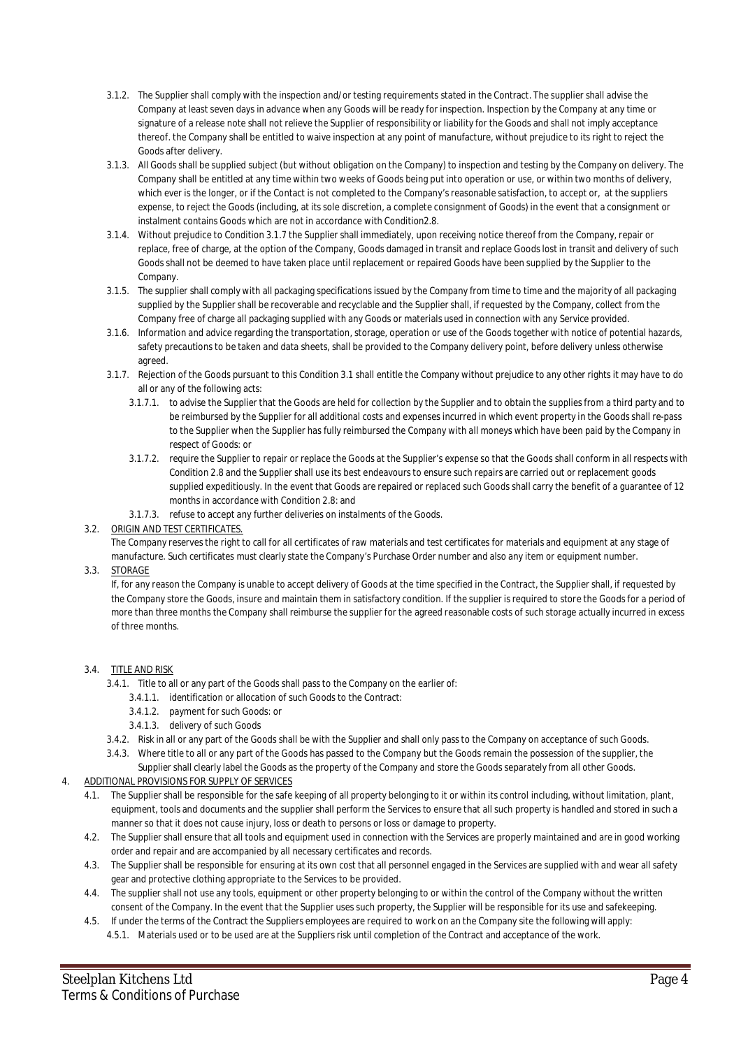3.1.2. The Supplier shall comply with the inspection and/or testing requirements stated in the Contract. The supplier shall advise the Company at least seven days in advance when any Goods will be ready for inspection. Inspection by the Company at any time or signature of a release note shall not relieve the Supplier of responsibility or liability for the Goods and shall not imply acceptance thereof. the Company shall be entitled to waive inspection at any point of manufacture, without prejudice to its right to reject the Goods after delivery.

3.1.3. All Goods shall be supplied subject (but without obligation on the Company) to inspection and testing by the Company on delivery. The Company shall be entitled at any time within two weeks of Goods being put into operation or use, or within two months of delivery, which ever is the longer, or if the Contact is not completed to the Company's reasonable satisfaction, to accept or, at the suppliers expense, to reject the Goods (including, at its sole discretion, a complete consignment of Goods) in the event that a consignment or instalment contains Goods which are not in accordance with Condition2.8.

3.1.4. Without prejudice to Condition 3.1.7 the Supplier shall immediately, upon receiving notice thereof from the Company, repair or replace, free of charge, at the option of the Company, Goods damaged in transit and replace Goods lost in transit and delivery of such Goods shall not be deemed to have taken place until replacement or repaired Goods have been supplied by the Supplier to the Company.

3.1.5. The supplier shall comply with all packaging specifications issued by the Company from time to time and the majority of all packaging supplied by the Supplier shall be recoverable and recyclable and the Supplier shall, if requested by the Company, collect from the Company free of charge all packaging supplied with any Goods or materials used in connection with any Service provided.

3.1.6. Information and advice regarding the transportation, storage, operation or use of the Goods together with notice of potential hazards, safety precautions to be taken and data sheets, shall be provided to the Company delivery point, before delivery unless otherwise agreed.

3.1.7. Rejection of the Goods pursuant to this Condition 3.1 shall entitle the Company without prejudice to any other rights it may have to do all or any of the following acts:

3.1.7.1. to advise the Supplier that the Goods are held for collection by the Supplier and to obtain the supplies from a third party and to be reimbursed by the Supplier for all additional costs and expenses incurred in which event property in the Goods shall re-pass to the Supplier when the Supplier has fully reimbursed the Company with all moneys which have been paid by the Company in respect of Goods: or

3.1.7.2. require the Supplier to repair or replace the Goods at the Supplier's expense so that the Goods shall conform in all respects with Condition 2.8 and the Supplier shall use its best endeavours to ensure such repairs are carried out or replacement goods supplied expeditiously. In the event that Goods are repaired or replaced such Goods shall carry the benefit of a guarantee of 12 months in accordance with Condition 2.8: and

3.1.7.3. refuse to accept any further deliveries on instalments of the Goods.

3.2. <u>ORIGIN AND TEST CERTIFICATES.</u>

The Company reserves the right to call for all certificates of raw materials and test certificates for materials and equipment at any stage of manufacture. Such certificates must clearly state the Company's Purchase Order number and also any item or equipment number.

3.3. <u>STORAGE</u>

If, for any reason the Company is unable to accept delivery of Goods at the time specified in the Contract, the Supplier shall, if requested by the Company store the Goods, insure and maintain them in satisfactory condition. If the supplier is required to store the Goods for a period of more than three months the Company shall reimburse the supplier for the agreed reasonable costs of such storage actually incurred in excess of three months.

3.4. <u>TITLE AND RISK</u>

3.4.1. Title to all or any part of the Goods shall pass to the Company on the earlier of:

3.4.1.1. identification or allocation of such Goods to the Contract:

3.4.1.2. payment for such Goods: or

3.4.1.3. delivery of such Goods

3.4.2. Risk in all or any part of the Goods shall be with the Supplier and shall only pass to the Company on acceptance of such Goods.

3.4.3. Where title to all or any part of the Goods has passed to the Company but the Goods remain the possession of the supplier, the Supplier shall clearly label the Goods as the property of the Company and store the Goods separately from all other Goods.

4. <u>ADDITIONAL PROVISIONS FOR SUPPLY OF SERVICES</u>

4.1. The Supplier shall be responsible for the safe keeping of all property belonging to it or within its control including, without limitation, plant, equipment, tools and documents and the supplier shall perform the Services to ensure that all such property is handled and stored in such a manner so that it does not cause injury, loss or death to persons or loss or damage to property.

4.2. The Supplier shall ensure that all tools and equipment used in connection with the Services are properly maintained and are in good working order and repair and are accompanied by all necessary certificates and records.

4.3. The Supplier shall be responsible for ensuring at its own cost that all personnel engaged in the Services are supplied with and wear all safety gear and protective clothing appropriate to the Services to be provided.

4.4. The supplier shall not use any tools, equipment or other property belonging to or within the control of the Company without the written consent of the Company. In the event that the Supplier uses such property, the Supplier will be responsible for its use and safekeeping.

4.5. If under the terms of the Contract the Suppliers employees are required to work on an the Company site the following will apply:

4.5.1. Materials used or to be used are at the Suppliers risk until completion of the Contract and acceptance of the work.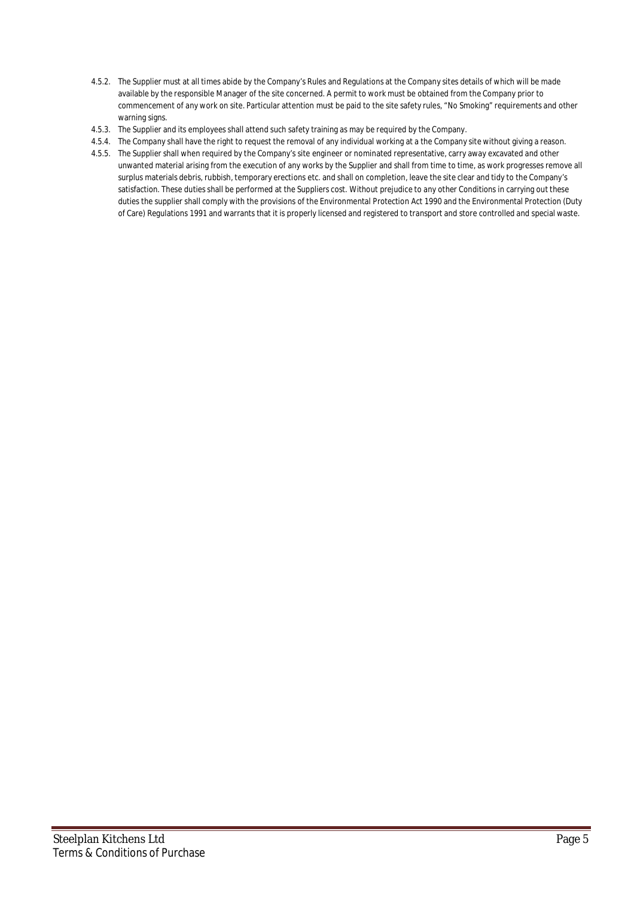4.5.2. The Supplier must at all times abide by the Company's Rules and Regulations at the Company sites details of which will be made available by the responsible Manager of the site concerned. A permit to work must be obtained from the Company prior to commencement of any work on site. Particular attention must be paid to the site safety rules, "No Smoking" requirements and other warning signs.

4.5.3. The Supplier and its employees shall attend such safety training as may be required by the Company.

4.5.4. The Company shall have the right to request the removal of any individual working at a the Company site without giving a reason.

4.5.5. The Supplier shall when required by the Company's site engineer or nominated representative, carry away excavated and other unwanted material arising from the execution of any works by the Supplier and shall from time to time, as work progresses remove all surplus materials debris, rubbish, temporary erections etc. and shall on completion, leave the site clear and tidy to the Company's satisfaction. These duties shall be performed at the Suppliers cost. Without prejudice to any other Conditions in carrying out these duties the supplier shall comply with the provisions of the Environmental Protection Act 1990 and the Environmental Protection (Duty of Care) Regulations 1991 and warrants that it is properly licensed and registered to transport and store controlled and special waste.